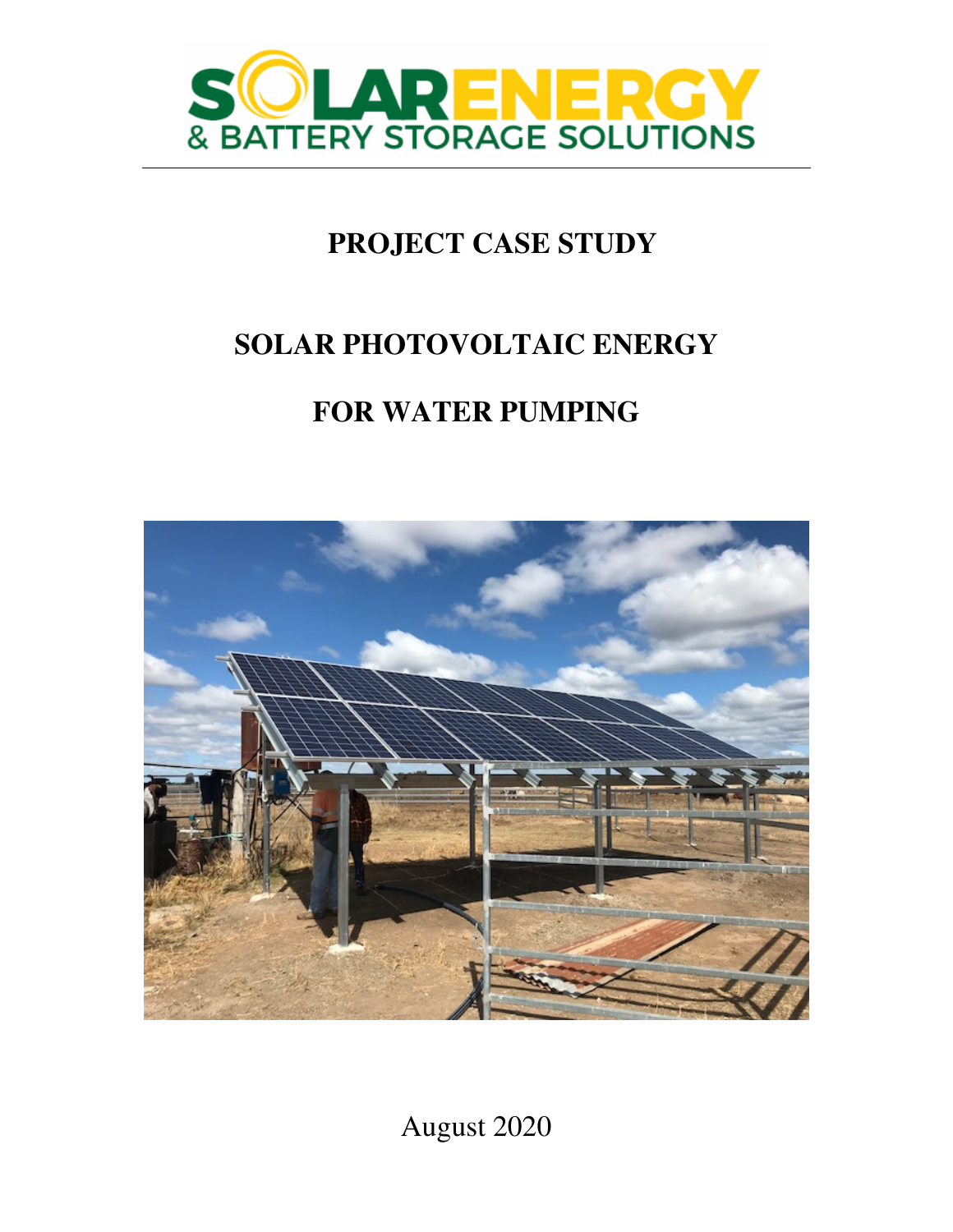SOLAR ENERGY & BATTERY STORAGE SOLUTIONS

# PROJECT CASE STUDY

# SOLAR PHOTOVOLTAIC ENERGY

# FOR WATER PUMPING

August 2020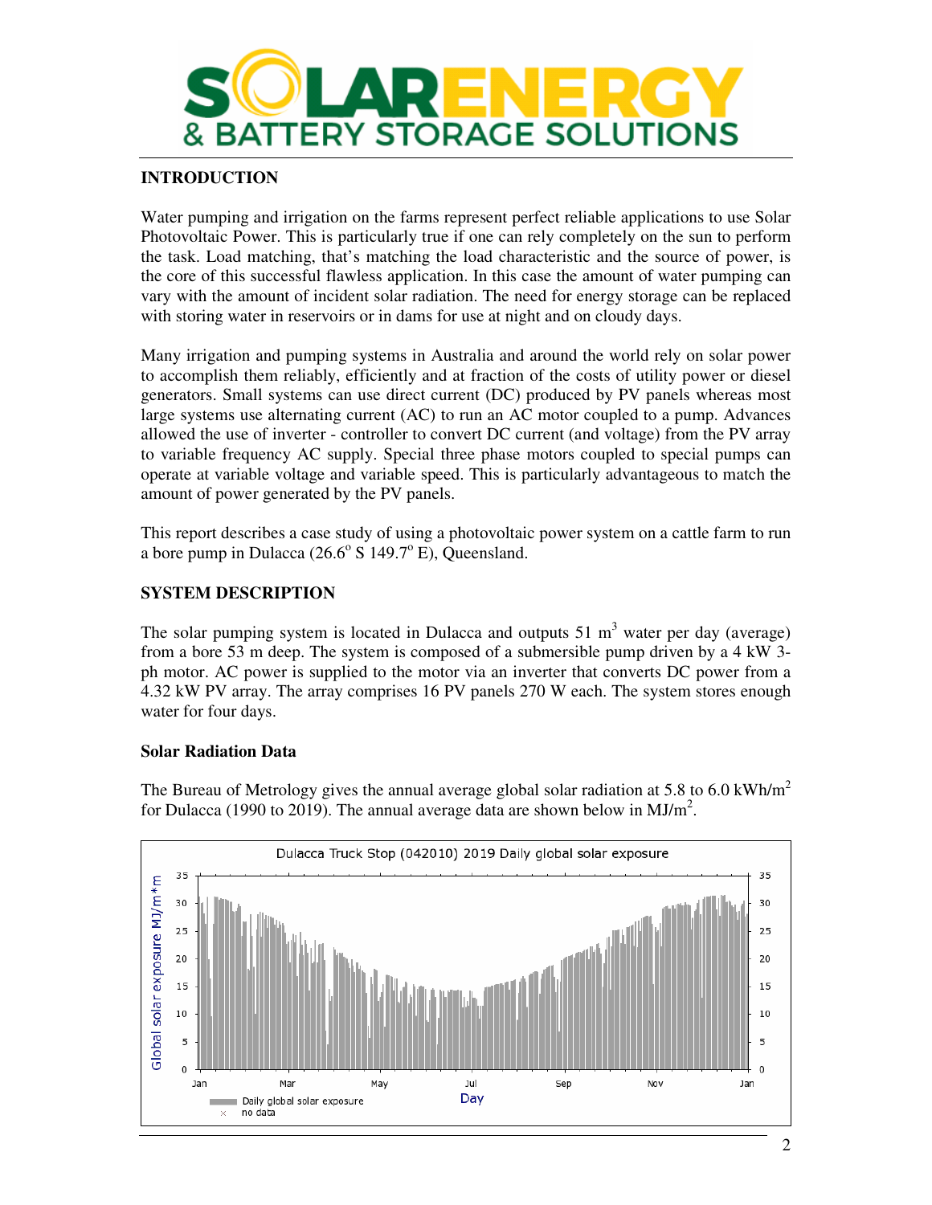# SOLAR ENERGY & BATTERY STORAGE SOLUTIONS

## INTRODUCTION

Water pumping and irrigation on the farms represent perfect reliable applications to use Solar Photovoltaic Power. This is particularly true if one can rely completely on the sun to perform the task. Load matching, that's matching the load characteristic and the source of power, is the core of this successful flawless application. In this case the amount of water pumping can vary with the amount of incident solar radiation. The need for energy storage can be replaced with storing water in reservoirs or in dams for use at night and on cloudy days.

Many irrigation and pumping systems in Australia and around the world rely on solar power to accomplish them reliably, efficiently and at fraction of the costs of utility power or diesel generators. Small systems can use direct current (DC) produced by PV panels whereas most large systems use alternating current (AC) to run an AC motor coupled to a pump. Advances allowed the use of inverter - controller to convert DC current (and voltage) from the PV array to variable frequency AC supply. Special three phase motors coupled to special pumps can operate at variable voltage and variable speed. This is particularly advantageous to match the amount of power generated by the PV panels.

This report describes a case study of using a photovoltaic power system on a cattle farm to run a bore pump in Dulacca (26.6$^o$ S 149.7$^o$ E), Queensland.

## SYSTEM DESCRIPTION

The solar pumping system is located in Dulacca and outputs 51 $m^3$ water per day (average) from a bore 53 m deep. The system is composed of a submersible pump driven by a 4 kW 3-ph motor. AC power is supplied to the motor via an inverter that converts DC power from a 4.32 kW PV array. The array comprises 16 PV panels 270 W each. The system stores enough water for four days.

### Solar Radiation Data

The Bureau of Metrology gives the annual average global solar radiation at 5.8 to 6.0 kWh/$m^2$ for Dulacca (1990 to 2019). The annual average data are shown below in MJ/$m^2$.

Dulacca Truck Stop (042010) 2019 Daily global solar exposure

Global solar exposure MJ/m*m

Day

Daily global solar exposure
× no data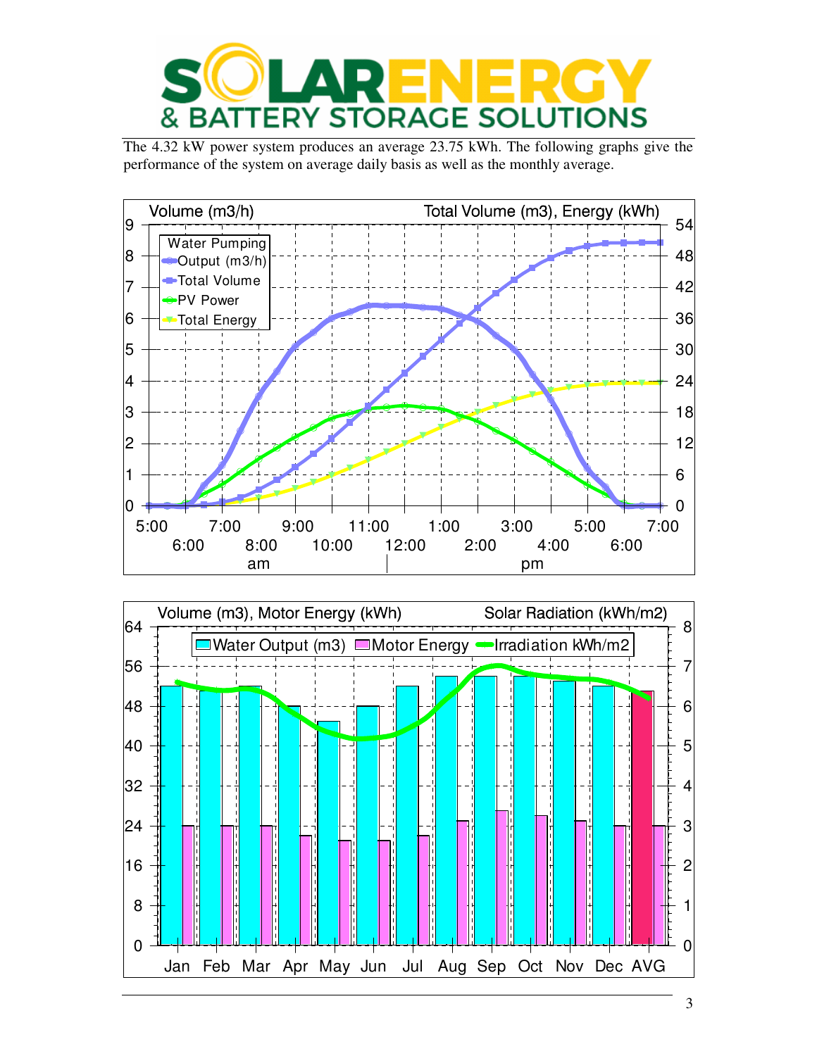The 4.32 kW power system produces an average 23.75 kWh. The following graphs give the performance of the system on average daily basis as well as the monthly average.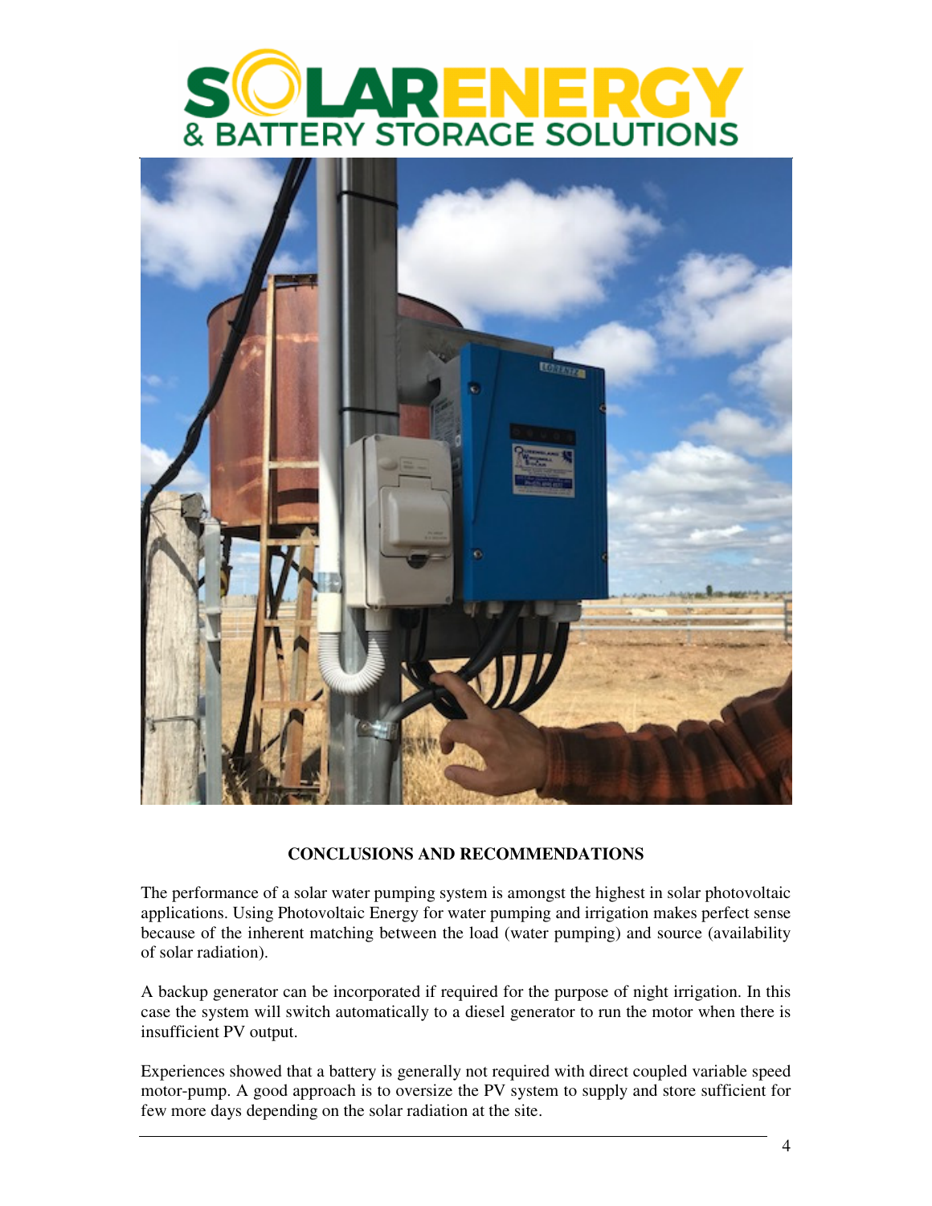# SOLARENERGY & BATTERY STORAGE SOLUTIONS

**CONCLUSIONS AND RECOMMENDATIONS**

The performance of a solar water pumping system is amongst the highest in solar photovoltaic applications. Using Photovoltaic Energy for water pumping and irrigation makes perfect sense because of the inherent matching between the load (water pumping) and source (availability of solar radiation).

A backup generator can be incorporated if required for the purpose of night irrigation. In this case the system will switch automatically to a diesel generator to run the motor when there is insufficient PV output.

Experiences showed that a battery is generally not required with direct coupled variable speed motor-pump. A good approach is to oversize the PV system to supply and store sufficient for few more days depending on the solar radiation at the site.